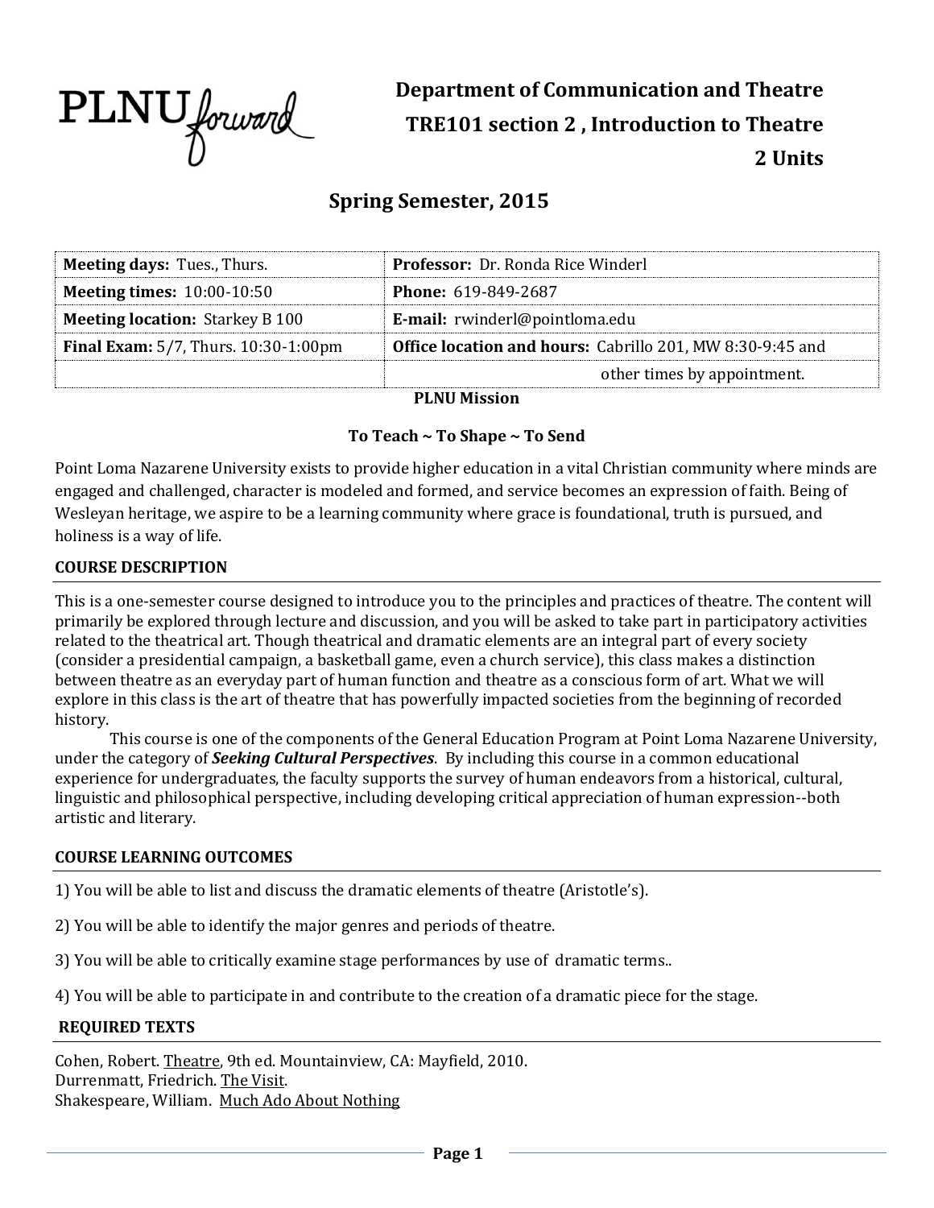PLNU forward

# Department of Communication and Theatre

## TRE101 section 2 , Introduction to Theatre

## 2 Units

## Spring Semester, 2015

| **Meeting days:** Tues., Thurs. | **Professor:** Dr. Ronda Rice Winderl |
|---|---|
| **Meeting times:** 10:00-10:50 | **Phone:** 619-849-2687 |
| **Meeting location:** Starkey B 100 | **E-mail:** rwinderl@pointloma.edu |
| **Final Exam:** 5/7, Thurs. 10:30-1:00pm | **Office location and hours:** Cabrillo 201, MW 8:30-9:45 and |
| | other times by appointment. |

**PLNU Mission**

**To Teach ~ To Shape ~ To Send**

Point Loma Nazarene University exists to provide higher education in a vital Christian community where minds are engaged and challenged, character is modeled and formed, and service becomes an expression of faith. Being of Wesleyan heritage, we aspire to be a learning community where grace is foundational, truth is pursued, and holiness is a way of life.

### COURSE DESCRIPTION

This is a one-semester course designed to introduce you to the principles and practices of theatre. The content will primarily be explored through lecture and discussion, and you will be asked to take part in participatory activities related to the theatrical art. Though theatrical and dramatic elements are an integral part of every society (consider a presidential campaign, a basketball game, even a church service), this class makes a distinction between theatre as an everyday part of human function and theatre as a conscious form of art. What we will explore in this class is the art of theatre that has powerfully impacted societies from the beginning of recorded history.

This course is one of the components of the General Education Program at Point Loma Nazarene University, under the category of ***Seeking Cultural Perspectives***. By including this course in a common educational experience for undergraduates, the faculty supports the survey of human endeavors from a historical, cultural, linguistic and philosophical perspective, including developing critical appreciation of human expression--both artistic and literary.

### COURSE LEARNING OUTCOMES

1) You will be able to list and discuss the dramatic elements of theatre (Aristotle's).

2) You will be able to identify the major genres and periods of theatre.

3) You will be able to critically examine stage performances by use of dramatic terms..

4) You will be able to participate in and contribute to the creation of a dramatic piece for the stage.

### REQUIRED TEXTS

Cohen, Robert. Theatre, 9th ed. Mountainview, CA: Mayfield, 2010.
Durrenmatt, Friedrich. The Visit.
Shakespeare, William. Much Ado About Nothing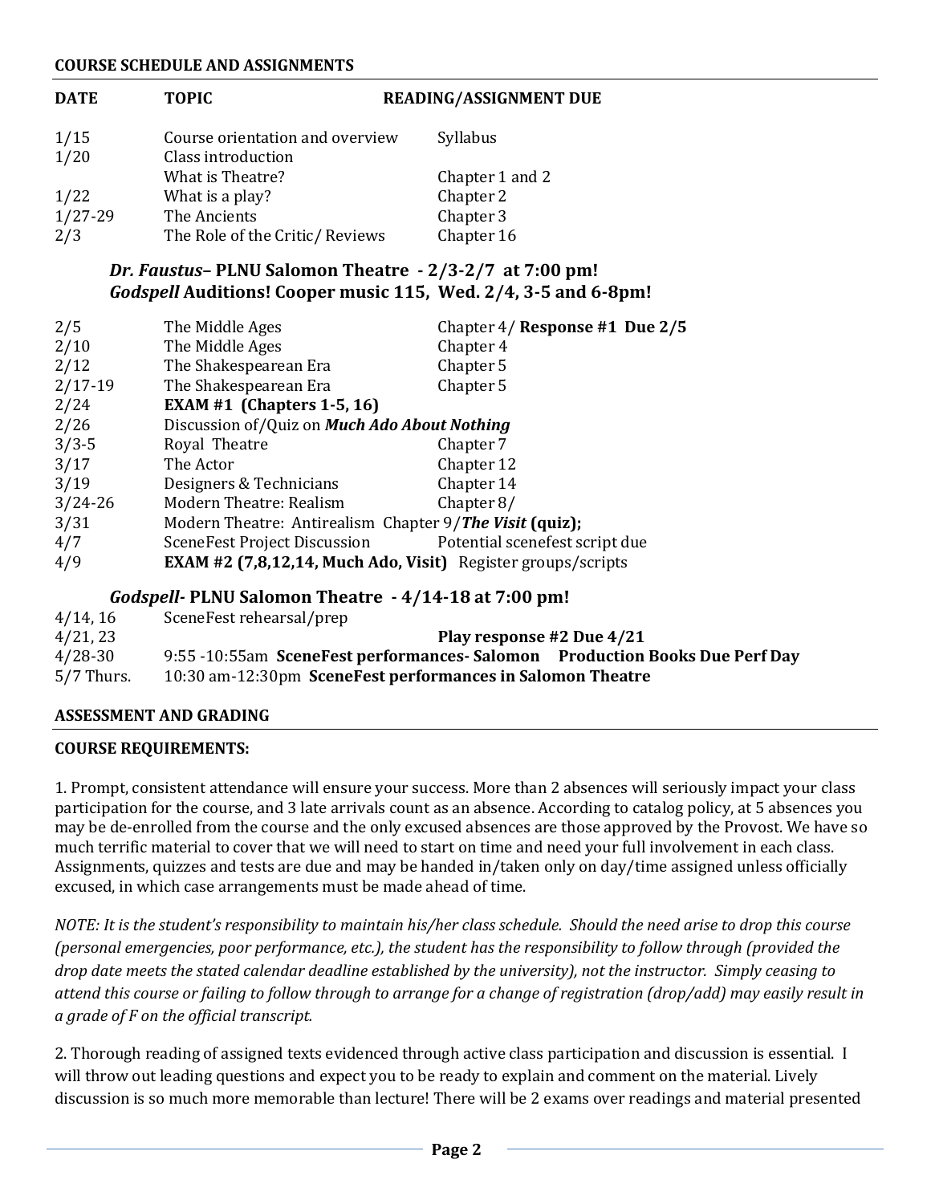## COURSE SCHEDULE AND ASSIGNMENTS

| DATE | TOPIC | READING/ASSIGNMENT DUE |
|---|---|---|
| 1/15 | Course orientation and overview | Syllabus |
| 1/20 | Class introduction | |
| | What is Theatre? | Chapter 1 and 2 |
| 1/22 | What is a play? | Chapter 2 |
| 1/27-29 | The Ancients | Chapter 3 |
| 2/3 | The Role of the Critic/ Reviews | Chapter 16 |

***Dr. Faustus*– PLNU Salomon Theatre - 2/3-2/7 at 7:00 pm!**
***Godspell* Auditions! Cooper music 115, Wed. 2/4, 3-5 and 6-8pm!**

| DATE | TOPIC | READING/ASSIGNMENT DUE |
|---|---|---|
| 2/5 | The Middle Ages | Chapter 4/ **Response #1 Due 2/5** |
| 2/10 | The Middle Ages | Chapter 4 |
| 2/12 | The Shakespearean Era | Chapter 5 |
| 2/17-19 | The Shakespearean Era | Chapter 5 |
| 2/24 | **EXAM #1 (Chapters 1-5, 16)** | |
| 2/26 | Discussion of/Quiz on ***Much Ado About Nothing*** | |
| 3/3-5 | Royal Theatre | Chapter 7 |
| 3/17 | The Actor | Chapter 12 |
| 3/19 | Designers & Technicians | Chapter 14 |
| 3/24-26 | Modern Theatre: Realism | Chapter 8/ |
| 3/31 | Modern Theatre: Antirealism Chapter 9/***The Visit* (quiz);** | |
| 4/7 | SceneFest Project Discussion | Potential scenefest script due |
| 4/9 | **EXAM #2 (7,8,12,14, Much Ado, Visit)** | Register groups/scripts |

***Godspell*- PLNU Salomon Theatre - 4/14-18 at 7:00 pm!**

| DATE | TOPIC | READING/ASSIGNMENT DUE |
|---|---|---|
| 4/14, 16 | SceneFest rehearsal/prep | |
| 4/21, 23 | | **Play response #2 Due 4/21** |
| 4/28-30 | 9:55 -10:55am **SceneFest performances- Salomon** | **Production Books Due Perf Day** |
| 5/7 Thurs. | 10:30 am-12:30pm **SceneFest performances in Salomon Theatre** | |

## ASSESSMENT AND GRADING

### COURSE REQUIREMENTS:

1. Prompt, consistent attendance will ensure your success. More than 2 absences will seriously impact your class participation for the course, and 3 late arrivals count as an absence. According to catalog policy, at 5 absences you may be de-enrolled from the course and the only excused absences are those approved by the Provost. We have so much terrific material to cover that we will need to start on time and need your full involvement in each class. Assignments, quizzes and tests are due and may be handed in/taken only on day/time assigned unless officially excused, in which case arrangements must be made ahead of time.

*NOTE: It is the student's responsibility to maintain his/her class schedule. Should the need arise to drop this course (personal emergencies, poor performance, etc.), the student has the responsibility to follow through (provided the drop date meets the stated calendar deadline established by the university), not the instructor. Simply ceasing to attend this course or failing to follow through to arrange for a change of registration (drop/add) may easily result in a grade of F on the official transcript.*

2. Thorough reading of assigned texts evidenced through active class participation and discussion is essential. I will throw out leading questions and expect you to be ready to explain and comment on the material. Lively discussion is so much more memorable than lecture! There will be 2 exams over readings and material presented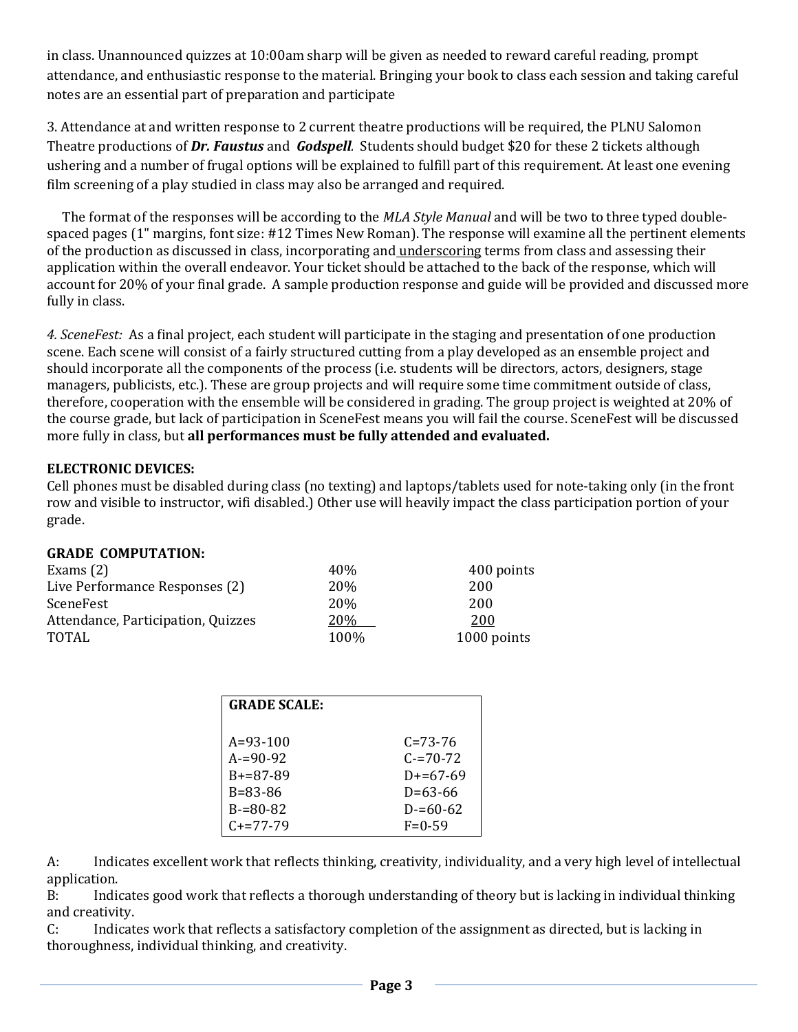in class. Unannounced quizzes at 10:00am sharp will be given as needed to reward careful reading, prompt attendance, and enthusiastic response to the material. Bringing your book to class each session and taking careful notes are an essential part of preparation and participate

3. Attendance at and written response to 2 current theatre productions will be required, the PLNU Salomon Theatre productions of ***Dr. Faustus*** and ***Godspell***. Students should budget $20 for these 2 tickets although ushering and a number of frugal options will be explained to fulfill part of this requirement. At least one evening film screening of a play studied in class may also be arranged and required.

The format of the responses will be according to the *MLA Style Manual* and will be two to three typed double-spaced pages (1" margins, font size: #12 Times New Roman). The response will examine all the pertinent elements of the production as discussed in class, incorporating and <u>underscoring</u> terms from class and assessing their application within the overall endeavor. Your ticket should be attached to the back of the response, which will account for 20% of your final grade. A sample production response and guide will be provided and discussed more fully in class.

*4. SceneFest:* As a final project, each student will participate in the staging and presentation of one production scene. Each scene will consist of a fairly structured cutting from a play developed as an ensemble project and should incorporate all the components of the process (i.e. students will be directors, actors, designers, stage managers, publicists, etc.). These are group projects and will require some time commitment outside of class, therefore, cooperation with the ensemble will be considered in grading. The group project is weighted at 20% of the course grade, but lack of participation in SceneFest means you will fail the course. SceneFest will be discussed more fully in class, but **all performances must be fully attended and evaluated.**

**ELECTRONIC DEVICES:**
Cell phones must be disabled during class (no texting) and laptops/tablets used for note-taking only (in the front row and visible to instructor, wifi disabled.) Other use will heavily impact the class participation portion of your grade.

**GRADE COMPUTATION:**

| | | |
|---|---|---|
| Exams (2) | 40% | 400 points |
| Live Performance Responses (2) | 20% | 200 |
| SceneFest | 20% | 200 |
| Attendance, Participation, Quizzes | 20% | 200 |
| TOTAL | 100% | 1000 points |

| GRADE SCALE: | |
|---|---|
| A=93-100 | C=73-76 |
| A-=90-92 | C-=70-72 |
| B+=87-89 | D+=67-69 |
| B=83-86 | D=63-66 |
| B-=80-82 | D-=60-62 |
| C+=77-79 | F=0-59 |

A: Indicates excellent work that reflects thinking, creativity, individuality, and a very high level of intellectual application.
B: Indicates good work that reflects a thorough understanding of theory but is lacking in individual thinking and creativity.
C: Indicates work that reflects a satisfactory completion of the assignment as directed, but is lacking in thoroughness, individual thinking, and creativity.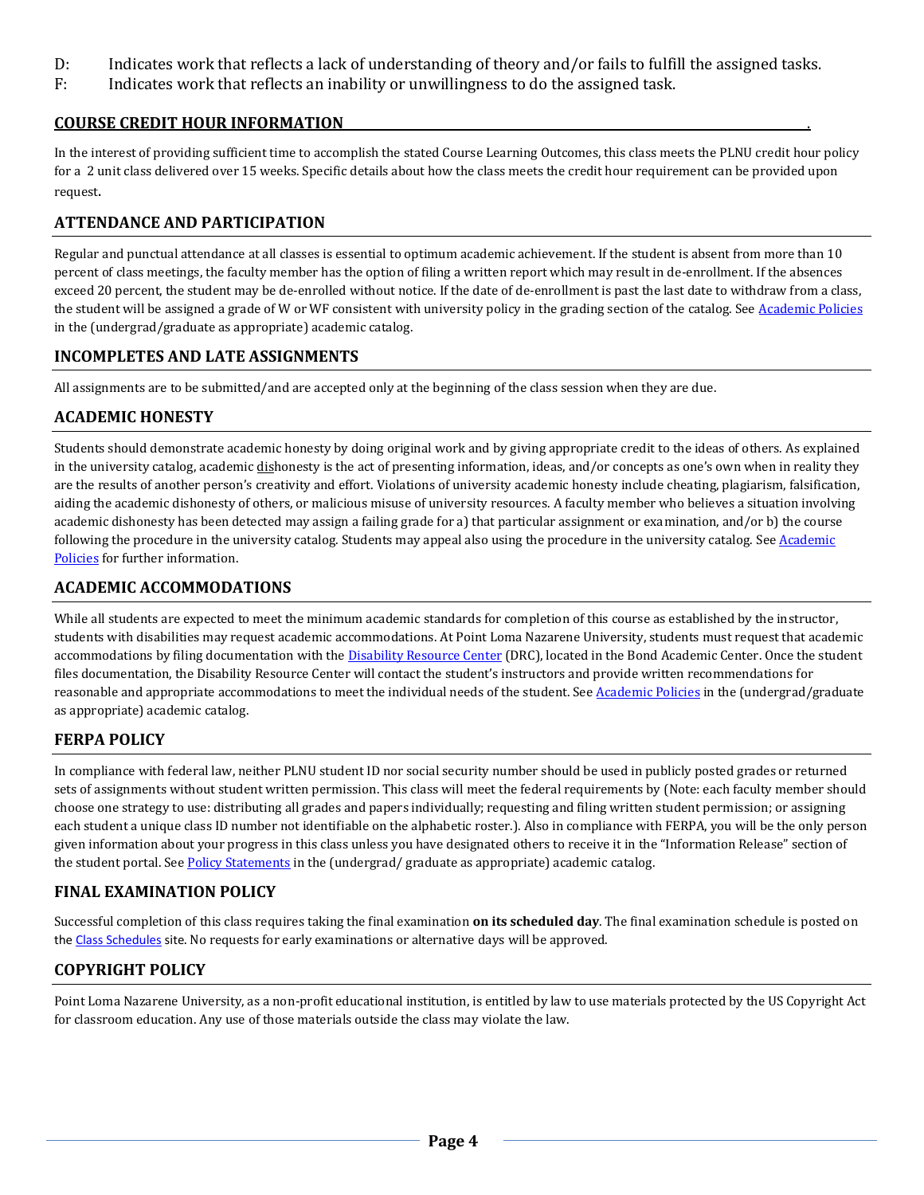D: Indicates work that reflects a lack of understanding of theory and/or fails to fulfill the assigned tasks.
F: Indicates work that reflects an inability or unwillingness to do the assigned task.

## COURSE CREDIT HOUR INFORMATION

In the interest of providing sufficient time to accomplish the stated Course Learning Outcomes, this class meets the PLNU credit hour policy for a 2 unit class delivered over 15 weeks. Specific details about how the class meets the credit hour requirement can be provided upon request.

## ATTENDANCE AND PARTICIPATION

Regular and punctual attendance at all classes is essential to optimum academic achievement. If the student is absent from more than 10 percent of class meetings, the faculty member has the option of filing a written report which may result in de-enrollment. If the absences exceed 20 percent, the student may be de-enrolled without notice. If the date of de-enrollment is past the last date to withdraw from a class, the student will be assigned a grade of W or WF consistent with university policy in the grading section of the catalog. See Academic Policies in the (undergrad/graduate as appropriate) academic catalog.

## INCOMPLETES AND LATE ASSIGNMENTS

All assignments are to be submitted/and are accepted only at the beginning of the class session when they are due.

## ACADEMIC HONESTY

Students should demonstrate academic honesty by doing original work and by giving appropriate credit to the ideas of others. As explained in the university catalog, academic dishonesty is the act of presenting information, ideas, and/or concepts as one's own when in reality they are the results of another person's creativity and effort. Violations of university academic honesty include cheating, plagiarism, falsification, aiding the academic dishonesty of others, or malicious misuse of university resources. A faculty member who believes a situation involving academic dishonesty has been detected may assign a failing grade for a) that particular assignment or examination, and/or b) the course following the procedure in the university catalog. Students may appeal also using the procedure in the university catalog. See Academic Policies for further information.

## ACADEMIC ACCOMMODATIONS

While all students are expected to meet the minimum academic standards for completion of this course as established by the instructor, students with disabilities may request academic accommodations. At Point Loma Nazarene University, students must request that academic accommodations by filing documentation with the Disability Resource Center (DRC), located in the Bond Academic Center. Once the student files documentation, the Disability Resource Center will contact the student's instructors and provide written recommendations for reasonable and appropriate accommodations to meet the individual needs of the student. See Academic Policies in the (undergrad/graduate as appropriate) academic catalog.

## FERPA POLICY

In compliance with federal law, neither PLNU student ID nor social security number should be used in publicly posted grades or returned sets of assignments without student written permission. This class will meet the federal requirements by (Note: each faculty member should choose one strategy to use: distributing all grades and papers individually; requesting and filing written student permission; or assigning each student a unique class ID number not identifiable on the alphabetic roster.). Also in compliance with FERPA, you will be the only person given information about your progress in this class unless you have designated others to receive it in the "Information Release" section of the student portal. See Policy Statements in the (undergrad/ graduate as appropriate) academic catalog.

## FINAL EXAMINATION POLICY

Successful completion of this class requires taking the final examination **on its scheduled day**. The final examination schedule is posted on the Class Schedules site. No requests for early examinations or alternative days will be approved.

## COPYRIGHT POLICY

Point Loma Nazarene University, as a non-profit educational institution, is entitled by law to use materials protected by the US Copyright Act for classroom education. Any use of those materials outside the class may violate the law.